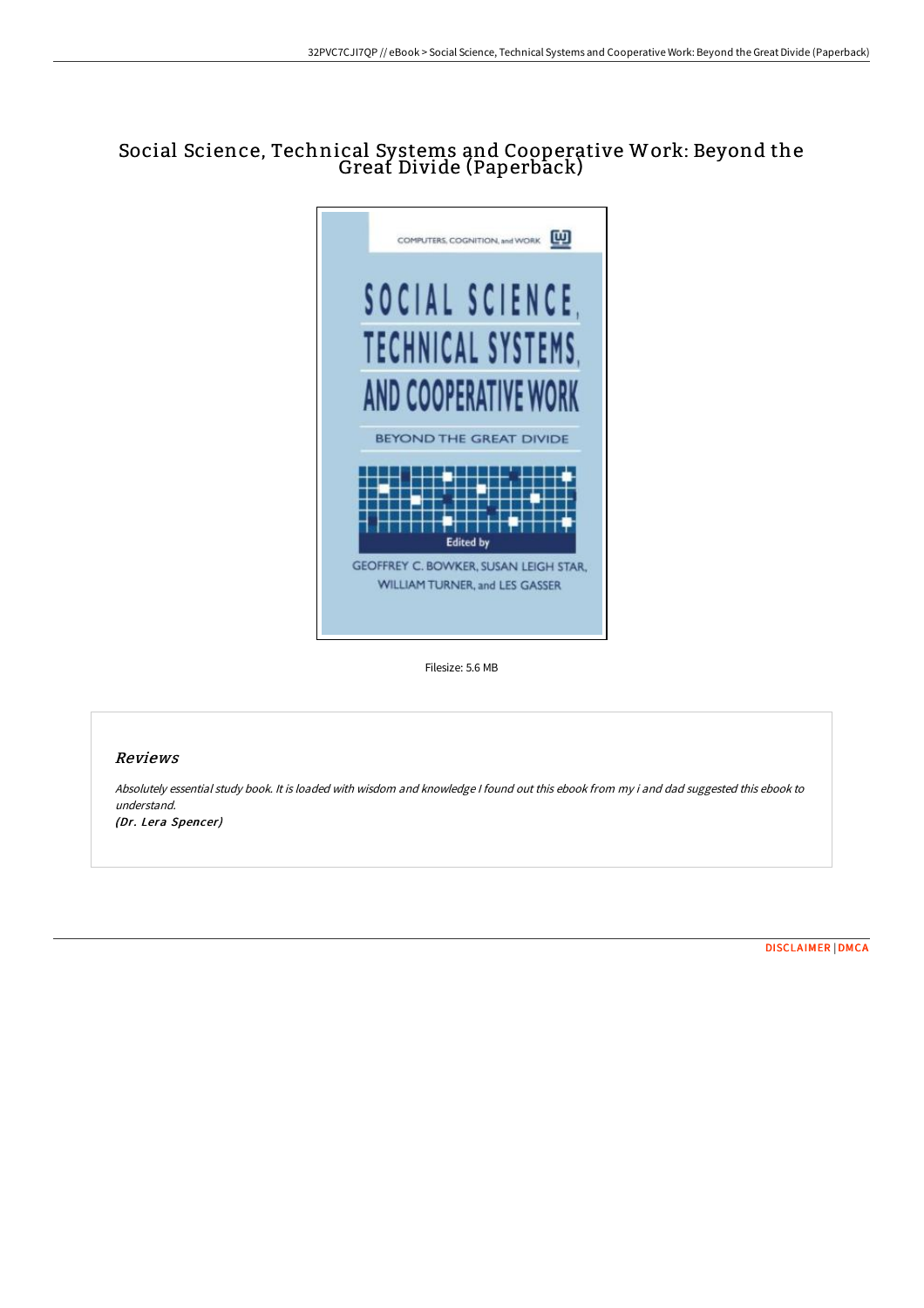# Social Science, Technical Systems and Cooperative Work: Beyond the Great Divide (Paperback)

Filesize: 5.6 MB

## *Reviews*

*Absolutely essential study book. It is loaded with wisdom and knowledge I found out this ebook from my i and dad suggested this ebook to understand.*

*(Dr. Lera Spencer)*

DISCLAIMER | DMCA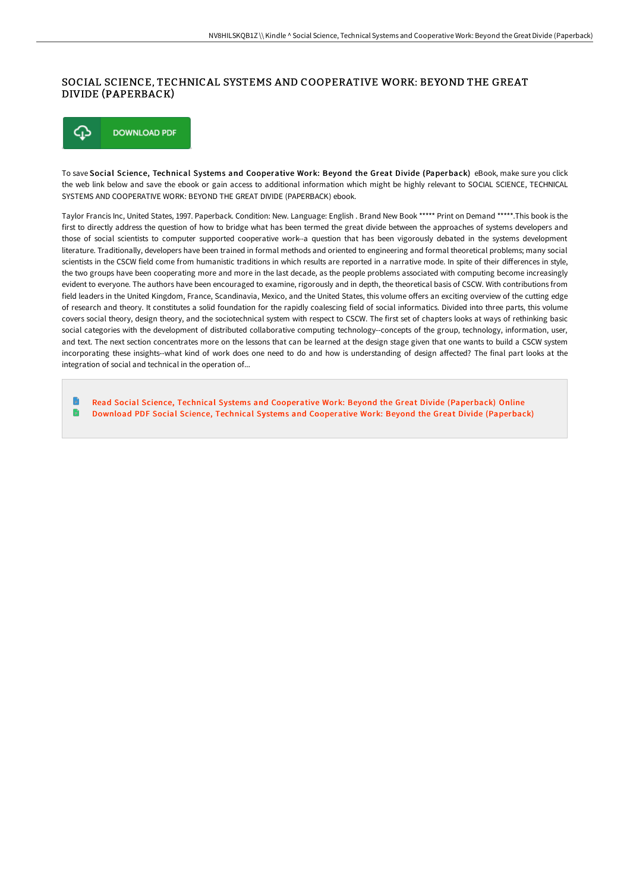# SOCIAL SCIENCE, TECHNICAL SYSTEMS AND COOPERATIVE WORK: BEYOND THE GREAT DIVIDE (PAPERBACK)

DOWNLOAD PDF

To save **Social Science, Technical Systems and Cooperative Work: Beyond the Great Divide (Paperback)** eBook, make sure you click the web link below and save the ebook or gain access to additional information which might be highly relevant to SOCIAL SCIENCE, TECHNICAL SYSTEMS AND COOPERATIVE WORK: BEYOND THE GREAT DIVIDE (PAPERBACK) ebook.

Taylor Francis Inc, United States, 1997. Paperback. Condition: New. Language: English . Brand New Book ***** Print on Demand *****.This book is the first to directly address the question of how to bridge what has been termed the great divide between the approaches of systems developers and those of social scientists to computer supported cooperative work--a question that has been vigorously debated in the systems development literature. Traditionally, developers have been trained in formal methods and oriented to engineering and formal theoretical problems; many social scientists in the CSCW field come from humanistic traditions in which results are reported in a narrative mode. In spite of their differences in style, the two groups have been cooperating more and more in the last decade, as the people problems associated with computing become increasingly evident to everyone. The authors have been encouraged to examine, rigorously and in depth, the theoretical basis of CSCW. With contributions from field leaders in the United Kingdom, France, Scandinavia, Mexico, and the United States, this volume offers an exciting overview of the cutting edge of research and theory. It constitutes a solid foundation for the rapidly coalescing field of social informatics. Divided into three parts, this volume covers social theory, design theory, and the sociotechnical system with respect to CSCW. The first set of chapters looks at ways of rethinking basic social categories with the development of distributed collaborative computing technology--concepts of the group, technology, information, user, and text. The next section concentrates more on the lessons that can be learned at the design stage given that one wants to build a CSCW system incorporating these insights--what kind of work does one need to do and how is understanding of design affected? The final part looks at the integration of social and technical in the operation of...

- Read Social Science, Technical Systems and Cooperative Work: Beyond the Great Divide (Paperback) Online
- Download PDF Social Science, Technical Systems and Cooperative Work: Beyond the Great Divide (Paperback)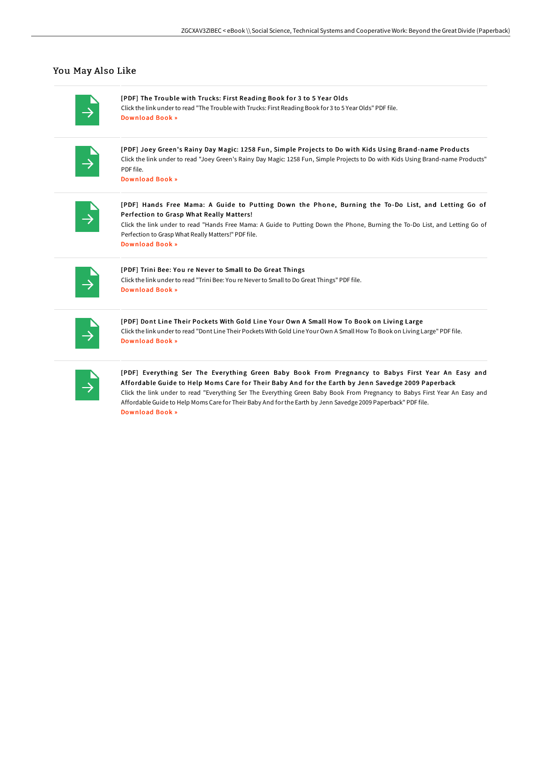## You May Also Like

**[PDF] The Trouble with Trucks: First Reading Book for 3 to 5 Year Olds**

Click the link under to read "The Trouble with Trucks: First Reading Book for 3 to 5 Year Olds" PDF file.

Download Book »

**[PDF] Joey Green's Rainy Day Magic: 1258 Fun, Simple Projects to Do with Kids Using Brand-name Products**

Click the link under to read "Joey Green's Rainy Day Magic: 1258 Fun, Simple Projects to Do with Kids Using Brand-name Products" PDF file.

Download Book »

**[PDF] Hands Free Mama: A Guide to Putting Down the Phone, Burning the To-Do List, and Letting Go of Perfection to Grasp What Really Matters!**

Click the link under to read "Hands Free Mama: A Guide to Putting Down the Phone, Burning the To-Do List, and Letting Go of Perfection to Grasp What Really Matters!" PDF file.

Download Book »

**[PDF] Trini Bee: You re Never to Small to Do Great Things**

Click the link under to read "Trini Bee: You re Never to Small to Do Great Things" PDF file.

Download Book »

**[PDF] Dont Line Their Pockets With Gold Line Your Own A Small How To Book on Living Large**

Click the link under to read "Dont Line Their Pockets With Gold Line Your Own A Small How To Book on Living Large" PDF file.

Download Book »

**[PDF] Everything Ser The Everything Green Baby Book From Pregnancy to Babys First Year An Easy and Affordable Guide to Help Moms Care for Their Baby And for the Earth by Jenn Savedge 2009 Paperback**

Click the link under to read "Everything Ser The Everything Green Baby Book From Pregnancy to Babys First Year An Easy and Affordable Guide to Help Moms Care for Their Baby And for the Earth by Jenn Savedge 2009 Paperback" PDF file.

Download Book »